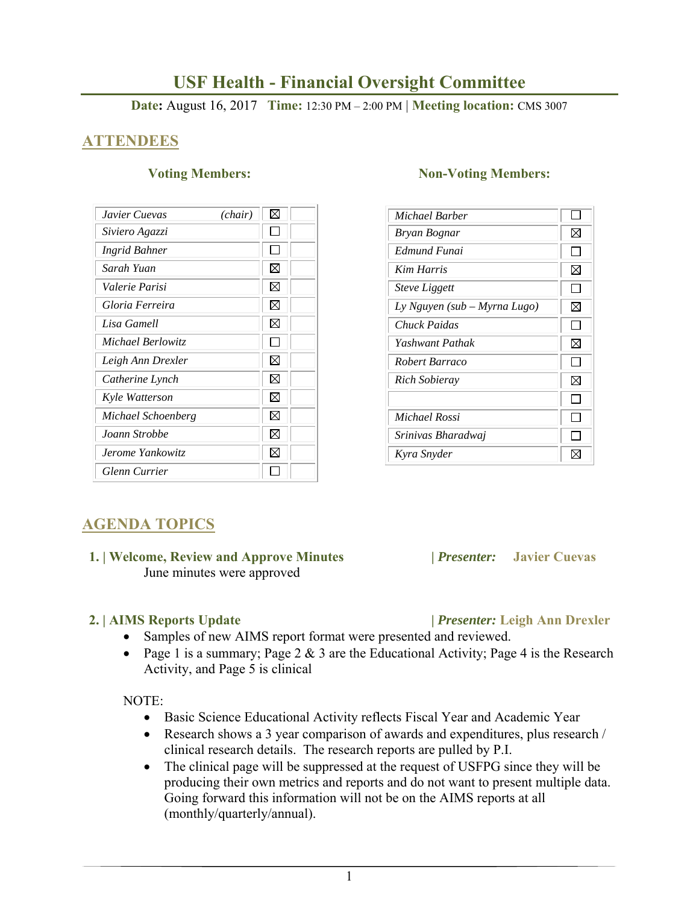# USF Health - Financial Oversight Committee

**Date:** August 16, 2017 **Time:** 12:30 PM – 2:00 PM | **Meeting location:** CMS 3007

## ATTENDEES

### Voting Members:

| Name | Present |
|---|---|
| *Javier Cuevas (chair)* | ☒ |
| *Siviero Agazzi* | ☐ |
| *Ingrid Bahner* | ☐ |
| *Sarah Yuan* | ☒ |
| *Valerie Parisi* | ☒ |
| *Gloria Ferreira* | ☒ |
| *Lisa Gamell* | ☒ |
| *Michael Berlowitz* | ☐ |
| *Leigh Ann Drexler* | ☒ |
| *Catherine Lynch* | ☒ |
| *Kyle Watterson* | ☒ |
| *Michael Schoenberg* | ☒ |
| *Joann Strobbe* | ☒ |
| *Jerome Yankowitz* | ☒ |
| *Glenn Currier* | ☐ |

### Non-Voting Members:

| Name | Present |
|---|---|
| *Michael Barber* | ☐ |
| *Bryan Bognar* | ☒ |
| *Edmund Funai* | ☐ |
| *Kim Harris* | ☒ |
| *Steve Liggett* | ☐ |
| *Ly Nguyen (sub – Myrna Lugo)* | ☒ |
| *Chuck Paidas* | ☐ |
| *Yashwant Pathak* | ☒ |
| *Robert Barraco* | ☐ |
| *Rich Sobieray* | ☒ |
| | ☐ |
| *Michael Rossi* | ☐ |
| *Srinivas Bharadwaj* | ☐ |
| *Kyra Snyder* | ☒ |

## AGENDA TOPICS

**1. | Welcome, Review and Approve Minutes** | ***Presenter:*** **Javier Cuevas**

June minutes were approved

**2. | AIMS Reports Update** | ***Presenter:*** **Leigh Ann Drexler**

- Samples of new AIMS report format were presented and reviewed.
- Page 1 is a summary; Page 2 & 3 are the Educational Activity; Page 4 is the Research Activity, and Page 5 is clinical

NOTE:

- Basic Science Educational Activity reflects Fiscal Year and Academic Year
- Research shows a 3 year comparison of awards and expenditures, plus research / clinical research details. The research reports are pulled by P.I.
- The clinical page will be suppressed at the request of USFPG since they will be producing their own metrics and reports and do not want to present multiple data. Going forward this information will not be on the AIMS reports at all (monthly/quarterly/annual).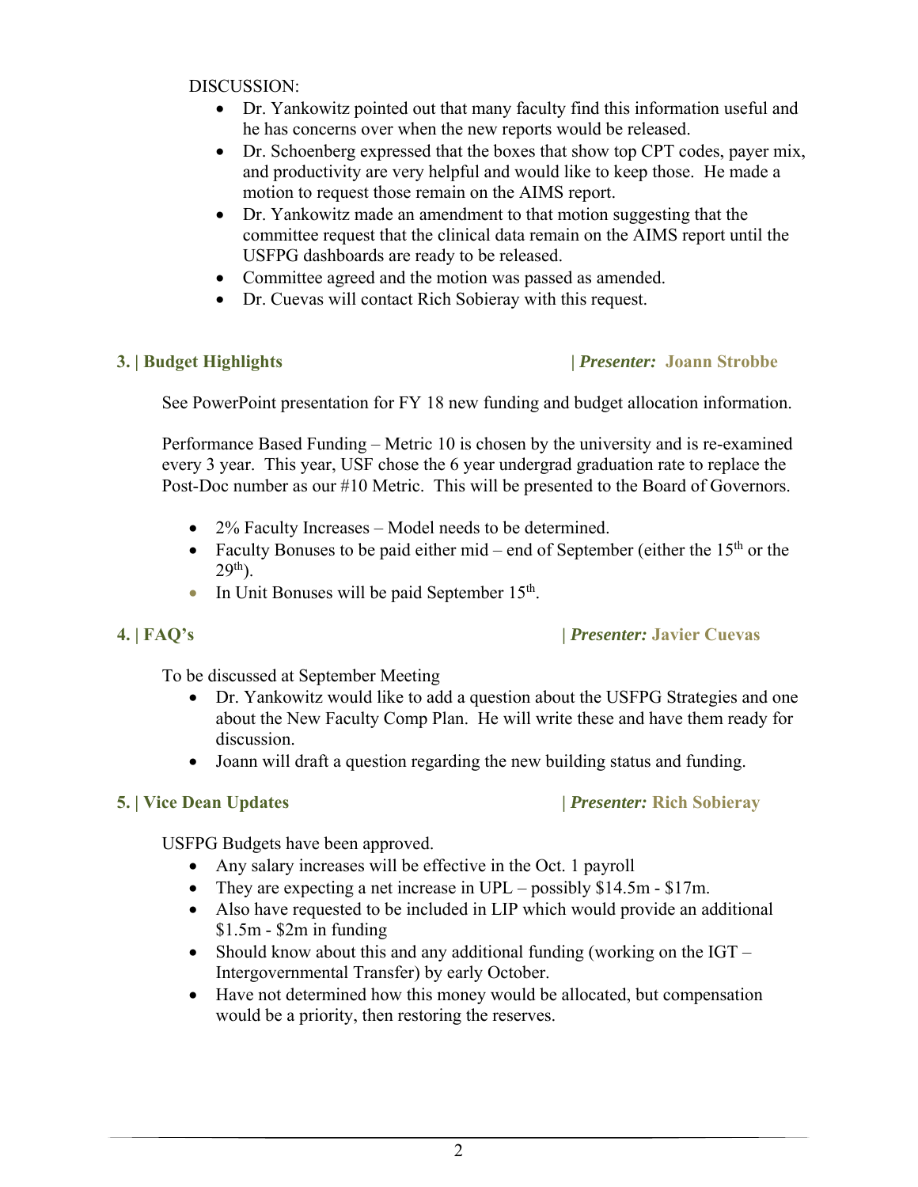DISCUSSION:

- Dr. Yankowitz pointed out that many faculty find this information useful and he has concerns over when the new reports would be released.
- Dr. Schoenberg expressed that the boxes that show top CPT codes, payer mix, and productivity are very helpful and would like to keep those. He made a motion to request those remain on the AIMS report.
- Dr. Yankowitz made an amendment to that motion suggesting that the committee request that the clinical data remain on the AIMS report until the USFPG dashboards are ready to be released.
- Committee agreed and the motion was passed as amended.
- Dr. Cuevas will contact Rich Sobieray with this request.

## 3. | Budget Highlights | *Presenter:* Joann Strobbe

See PowerPoint presentation for FY 18 new funding and budget allocation information.

Performance Based Funding – Metric 10 is chosen by the university and is re-examined every 3 year. This year, USF chose the 6 year undergrad graduation rate to replace the Post-Doc number as our #10 Metric. This will be presented to the Board of Governors.

- 2% Faculty Increases – Model needs to be determined.
- Faculty Bonuses to be paid either mid – end of September (either the 15th or the 29th).
- In Unit Bonuses will be paid September 15th.

## 4. | FAQ's | *Presenter:* Javier Cuevas

To be discussed at September Meeting

- Dr. Yankowitz would like to add a question about the USFPG Strategies and one about the New Faculty Comp Plan. He will write these and have them ready for discussion.
- Joann will draft a question regarding the new building status and funding.

## 5. | Vice Dean Updates | *Presenter:* Rich Sobieray

USFPG Budgets have been approved.

- Any salary increases will be effective in the Oct. 1 payroll
- They are expecting a net increase in UPL – possibly \$14.5m - \$17m.
- Also have requested to be included in LIP which would provide an additional \$1.5m - \$2m in funding
- Should know about this and any additional funding (working on the IGT – Intergovernmental Transfer) by early October.
- Have not determined how this money would be allocated, but compensation would be a priority, then restoring the reserves.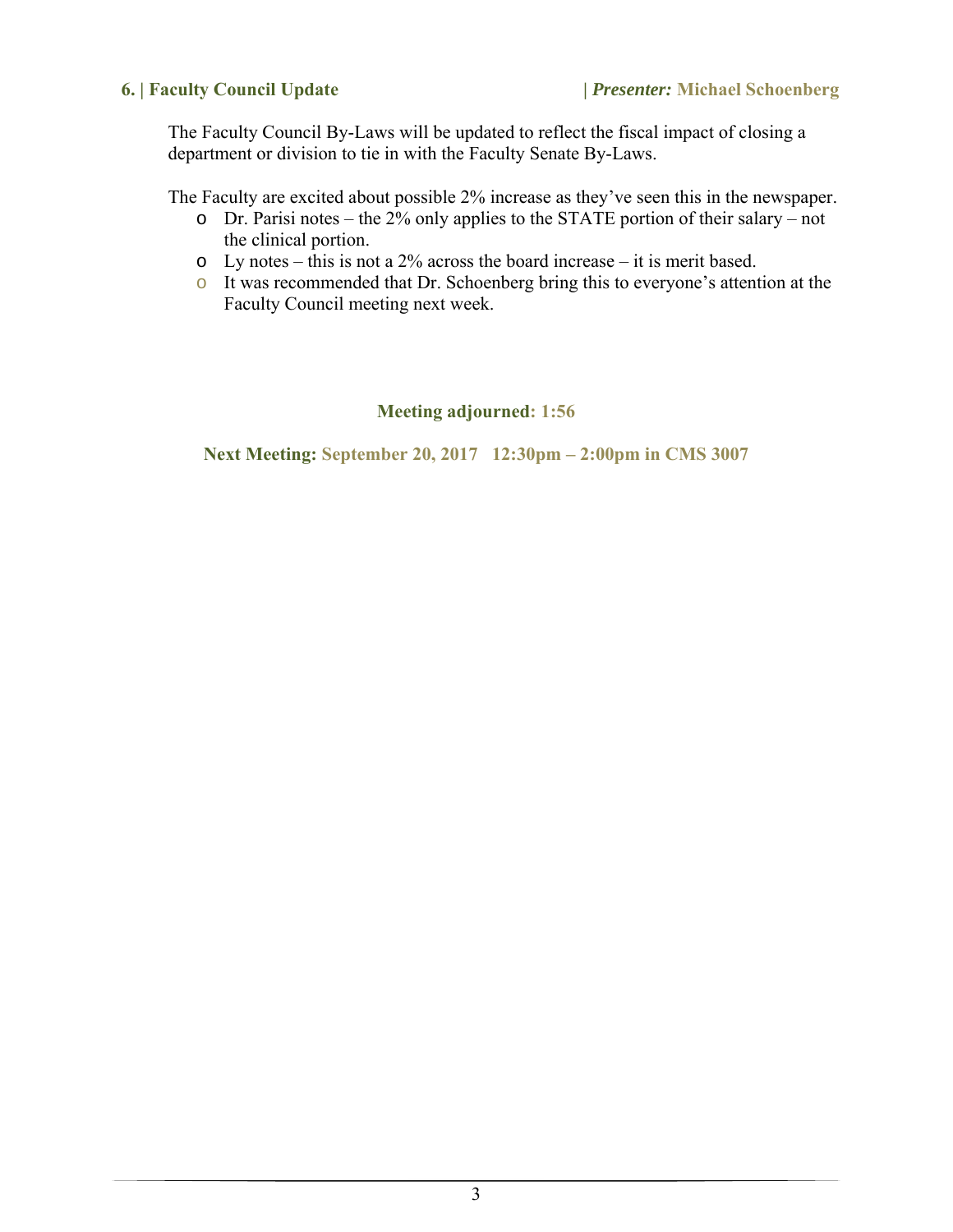### 6. | Faculty Council Update | *Presenter:* Michael Schoenberg

The Faculty Council By-Laws will be updated to reflect the fiscal impact of closing a department or division to tie in with the Faculty Senate By-Laws.

The Faculty are excited about possible 2% increase as they've seen this in the newspaper.

- Dr. Parisi notes – the 2% only applies to the STATE portion of their salary – not the clinical portion.
- Ly notes – this is not a 2% across the board increase – it is merit based.
- It was recommended that Dr. Schoenberg bring this to everyone's attention at the Faculty Council meeting next week.

**Meeting adjourned: 1:56**

**Next Meeting: September 20, 2017 12:30pm – 2:00pm in CMS 3007**